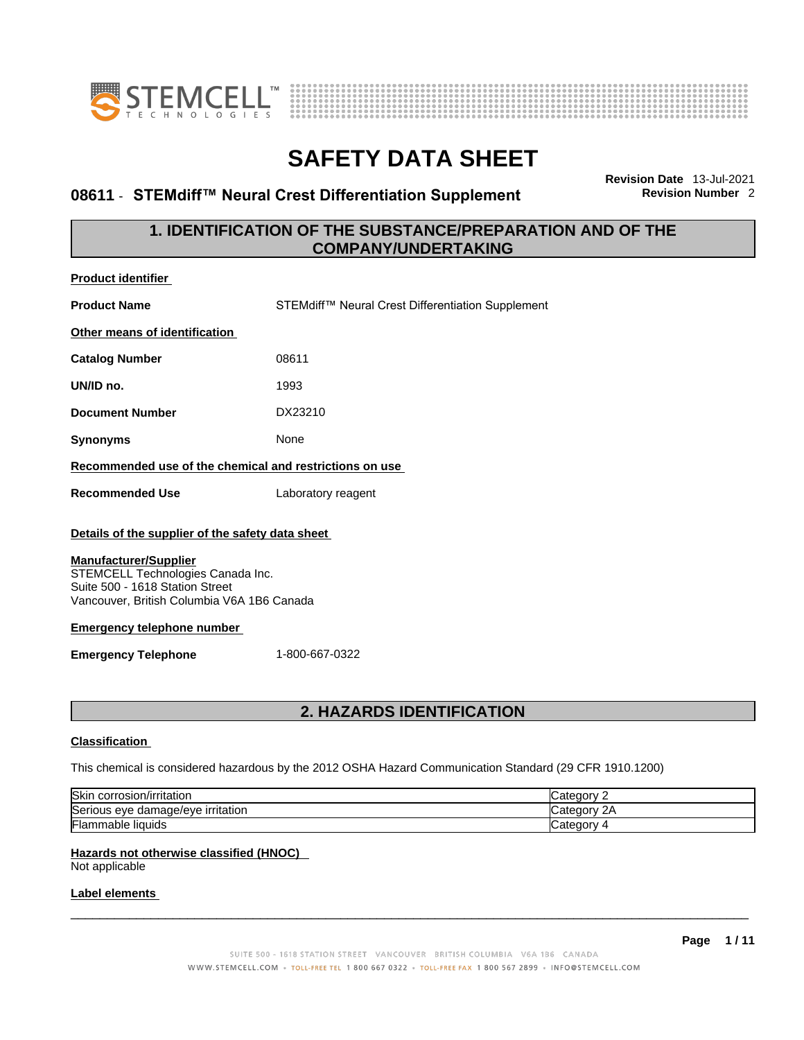# SAFETY DATA SHEET

## 08611 - STEMdiff™ Neural Crest Differentiation Supplement

**Revision Date** 13-Jul-2021
**Revision Number** 2

## 1. IDENTIFICATION OF THE SUBSTANCE/PREPARATION AND OF THE COMPANY/UNDERTAKING

**Product identifier**

**Product Name** STEMdiff™ Neural Crest Differentiation Supplement

**Other means of identification**

**Catalog Number** 08611

**UN/ID no.** 1993

**Document Number** DX23210

**Synonyms** None

**Recommended use of the chemical and restrictions on use**

**Recommended Use** Laboratory reagent

**Details of the supplier of the safety data sheet**

**Manufacturer/Supplier**
STEMCELL Technologies Canada Inc.
Suite 500 - 1618 Station Street
Vancouver, British Columbia V6A 1B6 Canada

**Emergency telephone number**

**Emergency Telephone** 1-800-667-0322

## 2. HAZARDS IDENTIFICATION

**Classification**

This chemical is considered hazardous by the 2012 OSHA Hazard Communication Standard (29 CFR 1910.1200)

| | |
|---|---|
| Skin corrosion/irritation | Category 2 |
| Serious eye damage/eye irritation | Category 2A |
| Flammable liquids | Category 4 |

**Hazards not otherwise classified (HNOC)**
Not applicable

**Label elements**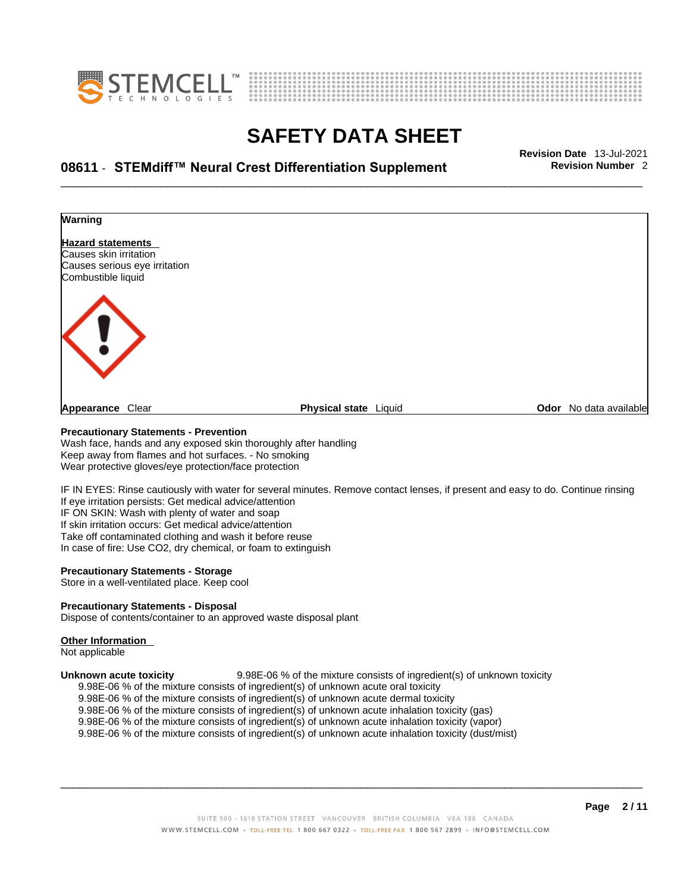**Warning**

**Hazard statements**
Causes skin irritation
Causes serious eye irritation
Combustible liquid

**Appearance** Clear **Physical state** Liquid **Odor** No data available

**Precautionary Statements - Prevention**
Wash face, hands and any exposed skin thoroughly after handling
Keep away from flames and hot surfaces. - No smoking
Wear protective gloves/eye protection/face protection

IF IN EYES: Rinse cautiously with water for several minutes. Remove contact lenses, if present and easy to do. Continue rinsing
If eye irritation persists: Get medical advice/attention
IF ON SKIN: Wash with plenty of water and soap
If skin irritation occurs: Get medical advice/attention
Take off contaminated clothing and wash it before reuse
In case of fire: Use $CO_2$, dry chemical, or foam to extinguish

**Precautionary Statements - Storage**
Store in a well-ventilated place. Keep cool

**Precautionary Statements - Disposal**
Dispose of contents/container to an approved waste disposal plant

**Other Information**
Not applicable

**Unknown acute toxicity** 9.98E-06 % of the mixture consists of ingredient(s) of unknown toxicity
9.98E-06 % of the mixture consists of ingredient(s) of unknown acute oral toxicity
9.98E-06 % of the mixture consists of ingredient(s) of unknown acute dermal toxicity
9.98E-06 % of the mixture consists of ingredient(s) of unknown acute inhalation toxicity (gas)
9.98E-06 % of the mixture consists of ingredient(s) of unknown acute inhalation toxicity (vapor)
9.98E-06 % of the mixture consists of ingredient(s) of unknown acute inhalation toxicity (dust/mist)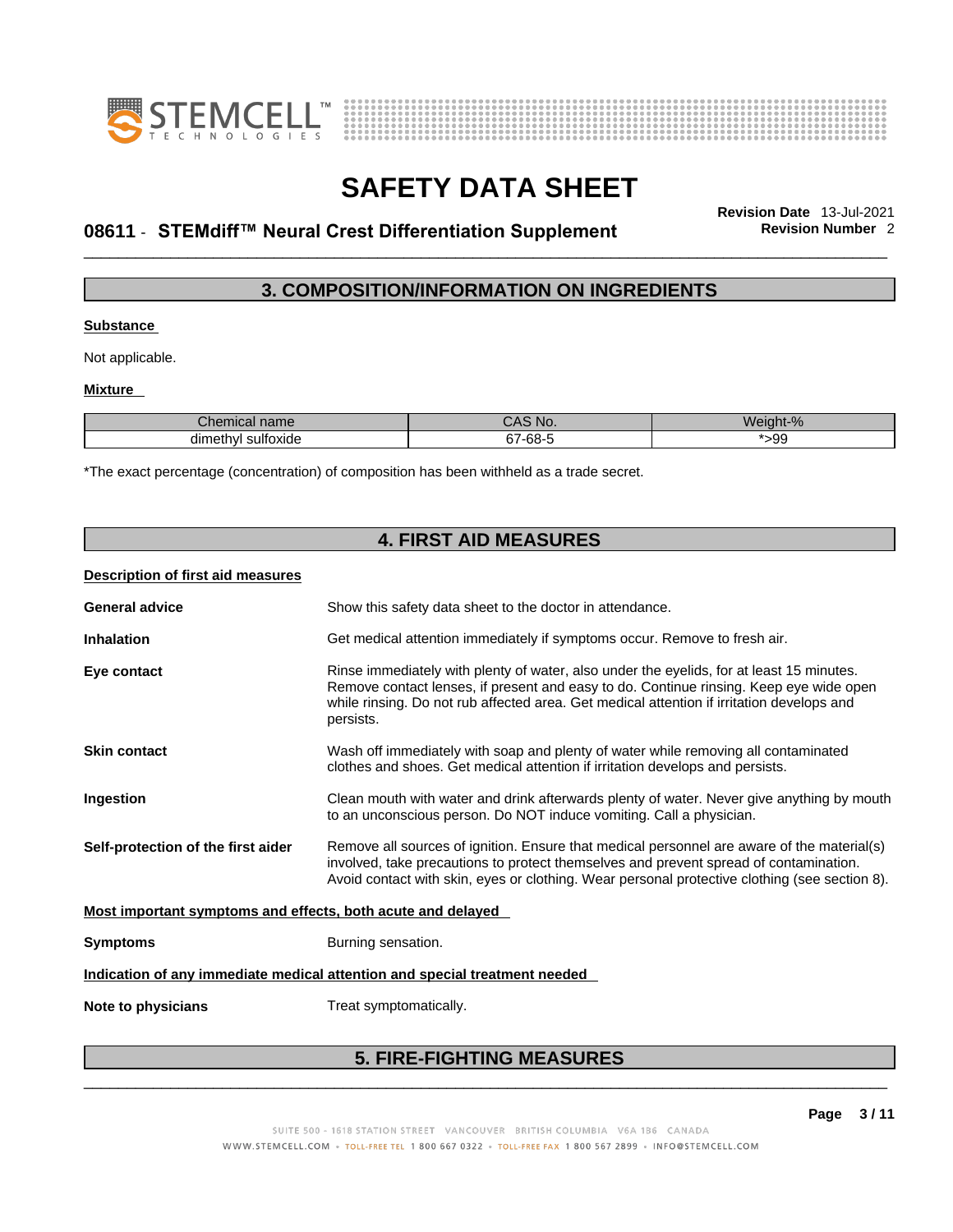## 3. COMPOSITION/INFORMATION ON INGREDIENTS

**Substance**

Not applicable.

**Mixture**

| Chemical name | CAS No. | Weight-% |
|---|---|---|
| dimethyl sulfoxide | 67-68-5 | *>99 |

*The exact percentage (concentration) of composition has been withheld as a trade secret.

## 4. FIRST AID MEASURES

**Description of first aid measures**

**General advice** Show this safety data sheet to the doctor in attendance.

**Inhalation** Get medical attention immediately if symptoms occur. Remove to fresh air.

**Eye contact** Rinse immediately with plenty of water, also under the eyelids, for at least 15 minutes. Remove contact lenses, if present and easy to do. Continue rinsing. Keep eye wide open while rinsing. Do not rub affected area. Get medical attention if irritation develops and persists.

**Skin contact** Wash off immediately with soap and plenty of water while removing all contaminated clothes and shoes. Get medical attention if irritation develops and persists.

**Ingestion** Clean mouth with water and drink afterwards plenty of water. Never give anything by mouth to an unconscious person. Do NOT induce vomiting. Call a physician.

**Self-protection of the first aider** Remove all sources of ignition. Ensure that medical personnel are aware of the material(s) involved, take precautions to protect themselves and prevent spread of contamination. Avoid contact with skin, eyes or clothing. Wear personal protective clothing (see section 8).

**Most important symptoms and effects, both acute and delayed**

**Symptoms** Burning sensation.

**Indication of any immediate medical attention and special treatment needed**

**Note to physicians** Treat symptomatically.

## 5. FIRE-FIGHTING MEASURES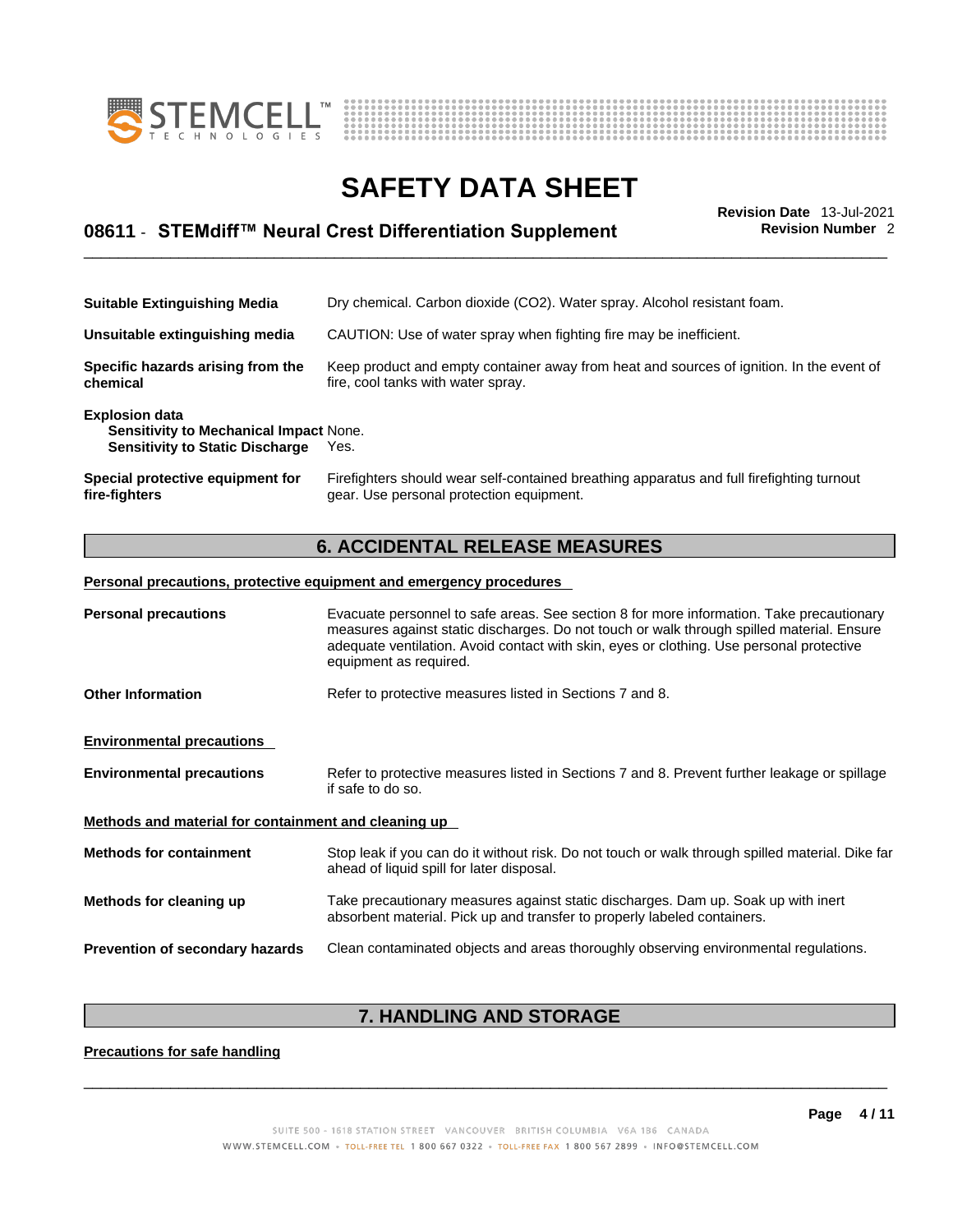| | |
|---|---|
| **Suitable Extinguishing Media** | Dry chemical. Carbon dioxide ($CO_2$). Water spray. Alcohol resistant foam. |
| **Unsuitable extinguishing media** | CAUTION: Use of water spray when fighting fire may be inefficient. |
| **Specific hazards arising from the chemical** | Keep product and empty container away from heat and sources of ignition. In the event of fire, cool tanks with water spray. |

**Explosion data**
**Sensitivity to Mechanical Impact** None.
**Sensitivity to Static Discharge** Yes.

| | |
|---|---|
| **Special protective equipment for fire-fighters** | Firefighters should wear self-contained breathing apparatus and full firefighting turnout gear. Use personal protection equipment. |

## 6. ACCIDENTAL RELEASE MEASURES

**Personal precautions, protective equipment and emergency procedures**

| | |
|---|---|
| **Personal precautions** | Evacuate personnel to safe areas. See section 8 for more information. Take precautionary measures against static discharges. Do not touch or walk through spilled material. Ensure adequate ventilation. Avoid contact with skin, eyes or clothing. Use personal protective equipment as required. |
| **Other Information** | Refer to protective measures listed in Sections 7 and 8. |

**Environmental precautions**

| | |
|---|---|
| **Environmental precautions** | Refer to protective measures listed in Sections 7 and 8. Prevent further leakage or spillage if safe to do so. |

**Methods and material for containment and cleaning up**

| | |
|---|---|
| **Methods for containment** | Stop leak if you can do it without risk. Do not touch or walk through spilled material. Dike far ahead of liquid spill for later disposal. |
| **Methods for cleaning up** | Take precautionary measures against static discharges. Dam up. Soak up with inert absorbent material. Pick up and transfer to properly labeled containers. |
| **Prevention of secondary hazards** | Clean contaminated objects and areas thoroughly observing environmental regulations. |

## 7. HANDLING AND STORAGE

**Precautions for safe handling**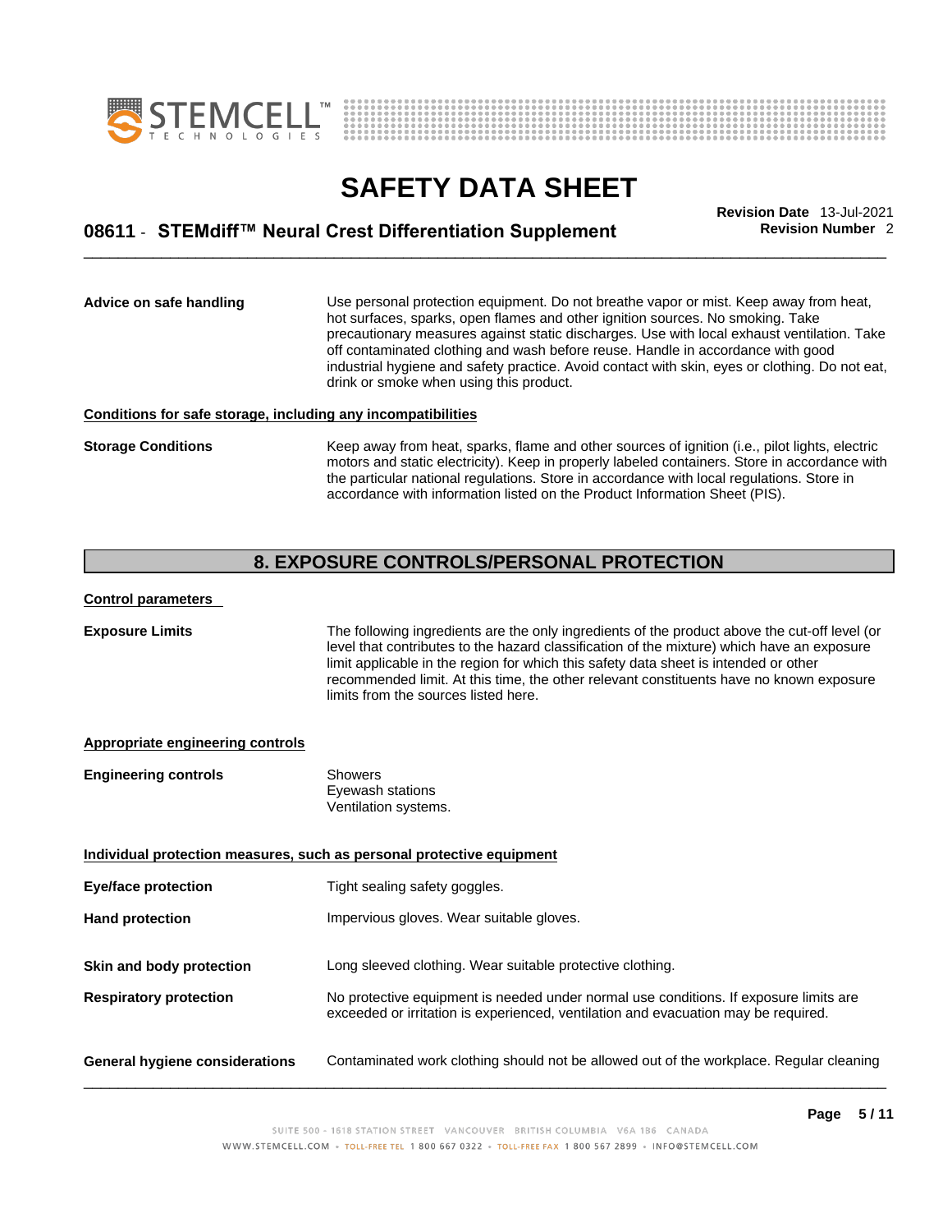**Advice on safe handling**

Use personal protection equipment. Do not breathe vapor or mist. Keep away from heat, hot surfaces, sparks, open flames and other ignition sources. No smoking. Take precautionary measures against static discharges. Use with local exhaust ventilation. Take off contaminated clothing and wash before reuse. Handle in accordance with good industrial hygiene and safety practice. Avoid contact with skin, eyes or clothing. Do not eat, drink or smoke when using this product.

**Conditions for safe storage, including any incompatibilities**

**Storage Conditions**

Keep away from heat, sparks, flame and other sources of ignition (i.e., pilot lights, electric motors and static electricity). Keep in properly labeled containers. Store in accordance with the particular national regulations. Store in accordance with local regulations. Store in accordance with information listed on the Product Information Sheet (PIS).

## 8. EXPOSURE CONTROLS/PERSONAL PROTECTION

**Control parameters**

**Exposure Limits**

The following ingredients are the only ingredients of the product above the cut-off level (or level that contributes to the hazard classification of the mixture) which have an exposure limit applicable in the region for which this safety data sheet is intended or other recommended limit. At this time, the other relevant constituents have no known exposure limits from the sources listed here.

**Appropriate engineering controls**

**Engineering controls**

Showers
Eyewash stations
Ventilation systems.

**Individual protection measures, such as personal protective equipment**

**Eye/face protection**

Tight sealing safety goggles.

**Hand protection**

Impervious gloves. Wear suitable gloves.

**Skin and body protection**

Long sleeved clothing. Wear suitable protective clothing.

**Respiratory protection**

No protective equipment is needed under normal use conditions. If exposure limits are exceeded or irritation is experienced, ventilation and evacuation may be required.

**General hygiene considerations**

Contaminated work clothing should not be allowed out of the workplace. Regular cleaning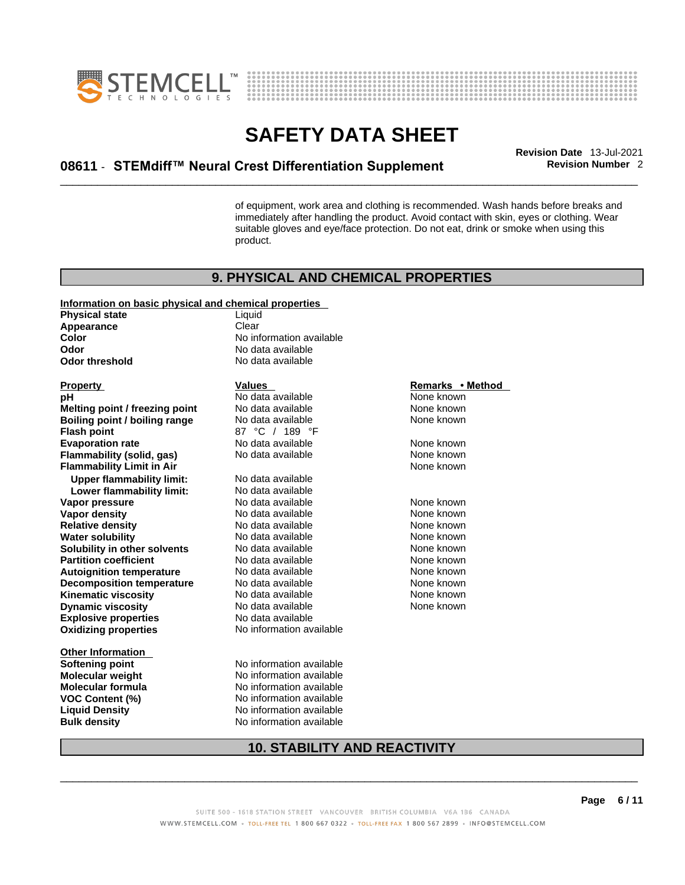of equipment, work area and clothing is recommended. Wash hands before breaks and immediately after handling the product. Avoid contact with skin, eyes or clothing. Wear suitable gloves and eye/face protection. Do not eat, drink or smoke when using this product.

## 9. PHYSICAL AND CHEMICAL PROPERTIES

**Information on basic physical and chemical properties**

| | |
|---|---|
| **Physical state** | Liquid |
| **Appearance** | Clear |
| **Color** | No information available |
| **Odor** | No data available |
| **Odor threshold** | No data available |

| **Property** | **Values** | **Remarks • Method** |
|---|---|---|
| **pH** | No data available | None known |
| **Melting point / freezing point** | No data available | None known |
| **Boiling point / boiling range** | No data available | None known |
| **Flash point** | 87 °C / 189 °F | |
| **Evaporation rate** | No data available | None known |
| **Flammability (solid, gas)** | No data available | None known |
| **Flammability Limit in Air** | | None known |
| **Upper flammability limit:** | No data available | |
| **Lower flammability limit:** | No data available | |
| **Vapor pressure** | No data available | None known |
| **Vapor density** | No data available | None known |
| **Relative density** | No data available | None known |
| **Water solubility** | No data available | None known |
| **Solubility in other solvents** | No data available | None known |
| **Partition coefficient** | No data available | None known |
| **Autoignition temperature** | No data available | None known |
| **Decomposition temperature** | No data available | None known |
| **Kinematic viscosity** | No data available | None known |
| **Dynamic viscosity** | No data available | None known |
| **Explosive properties** | No data available | |
| **Oxidizing properties** | No information available | |

**Other Information**

| | |
|---|---|
| **Softening point** | No information available |
| **Molecular weight** | No information available |
| **Molecular formula** | No information available |
| **VOC Content (%)** | No information available |
| **Liquid Density** | No information available |
| **Bulk density** | No information available |

## 10. STABILITY AND REACTIVITY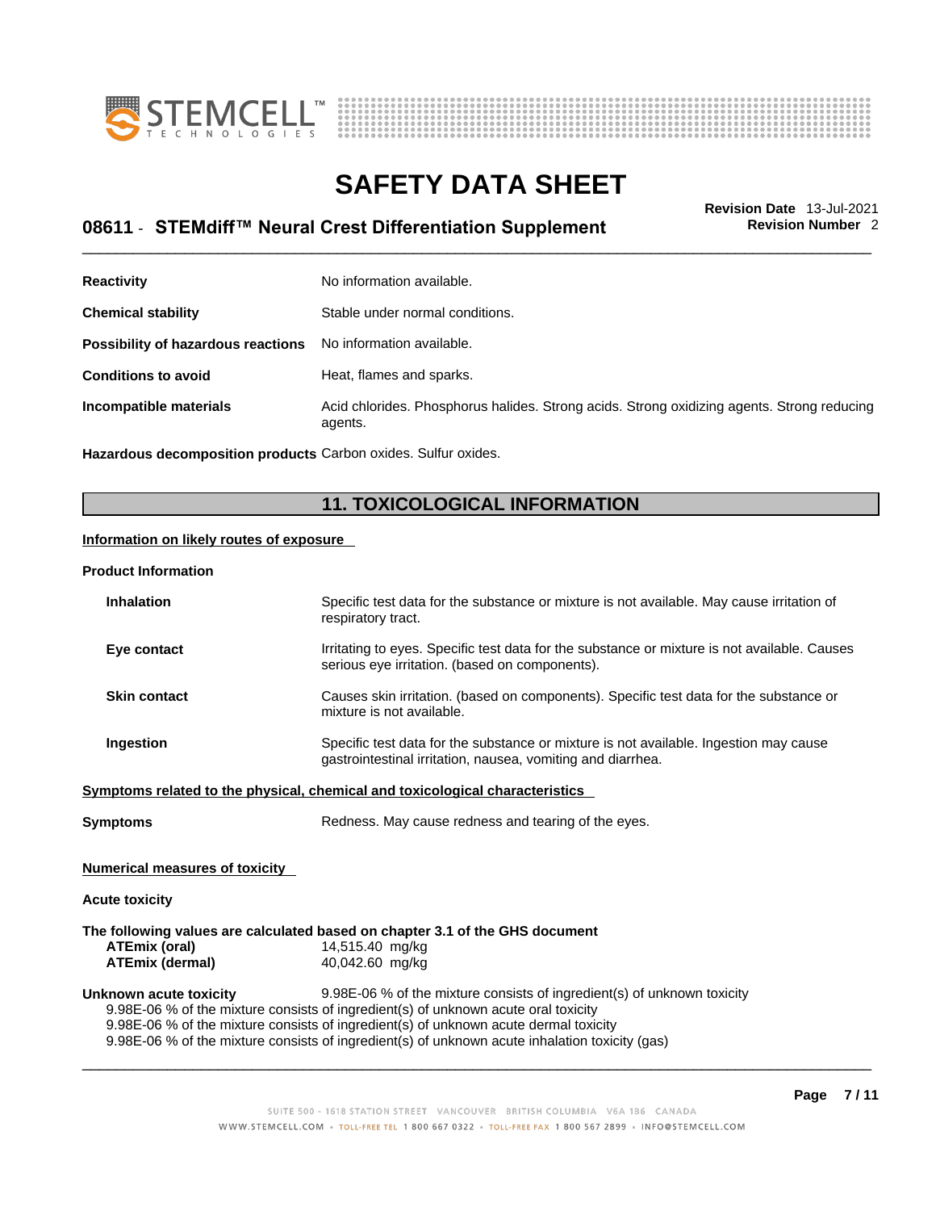| | |
|---|---|
| **Reactivity** | No information available. |
| **Chemical stability** | Stable under normal conditions. |
| **Possibility of hazardous reactions** | No information available. |
| **Conditions to avoid** | Heat, flames and sparks. |
| **Incompatible materials** | Acid chlorides. Phosphorus halides. Strong acids. Strong oxidizing agents. Strong reducing agents. |
| **Hazardous decomposition products** | Carbon oxides. Sulfur oxides. |

## 11. TOXICOLOGICAL INFORMATION

**Information on likely routes of exposure**

**Product Information**

| | |
|---|---|
| **Inhalation** | Specific test data for the substance or mixture is not available. May cause irritation of respiratory tract. |
| **Eye contact** | Irritating to eyes. Specific test data for the substance or mixture is not available. Causes serious eye irritation. (based on components). |
| **Skin contact** | Causes skin irritation. (based on components). Specific test data for the substance or mixture is not available. |
| **Ingestion** | Specific test data for the substance or mixture is not available. Ingestion may cause gastrointestinal irritation, nausea, vomiting and diarrhea. |

**Symptoms related to the physical, chemical and toxicological characteristics**

**Symptoms** Redness. May cause redness and tearing of the eyes.

**Numerical measures of toxicity**

**Acute toxicity**

**The following values are calculated based on chapter 3.1 of the GHS document**

| | |
|---|---|
| **ATEmix (oral)** | 14,515.40 mg/kg |
| **ATEmix (dermal)** | 40,042.60 mg/kg |

**Unknown acute toxicity** 9.98E-06 % of the mixture consists of ingredient(s) of unknown toxicity

9.98E-06 % of the mixture consists of ingredient(s) of unknown acute oral toxicity
9.98E-06 % of the mixture consists of ingredient(s) of unknown acute dermal toxicity
9.98E-06 % of the mixture consists of ingredient(s) of unknown acute inhalation toxicity (gas)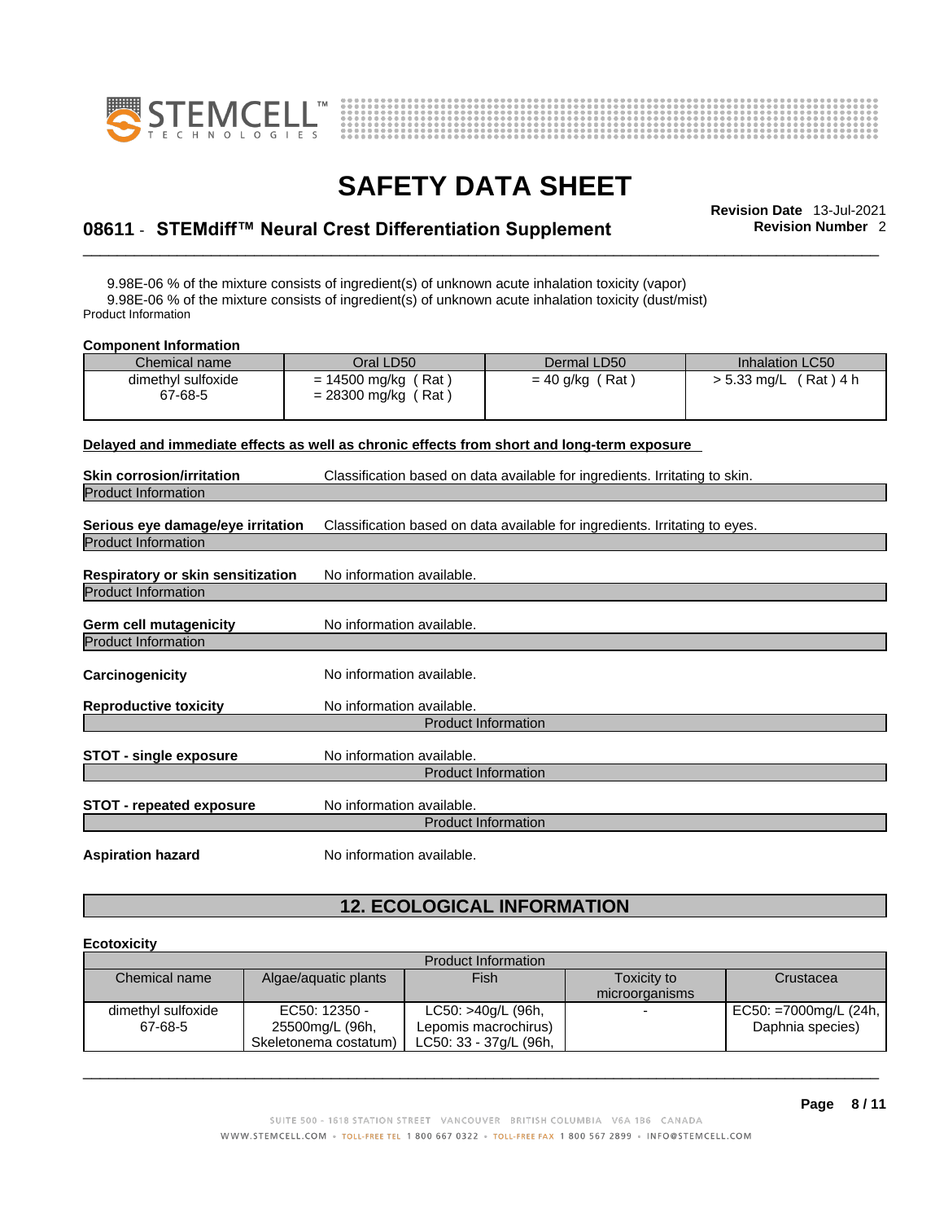9.98E-06 % of the mixture consists of ingredient(s) of unknown acute inhalation toxicity (vapor)
9.98E-06 % of the mixture consists of ingredient(s) of unknown acute inhalation toxicity (dust/mist)
Product Information

**Component Information**

| Chemical name | Oral LD50 | Dermal LD50 | Inhalation LC50 |
|---|---|---|---|
| dimethyl sulfoxide<br>67-68-5 | = 14500 mg/kg ( Rat )<br>= 28300 mg/kg ( Rat ) | = 40 g/kg ( Rat ) | > 5.33 mg/L ( Rat ) 4 h |

**Delayed and immediate effects as well as chronic effects from short and long-term exposure**

**Skin corrosion/irritation** Classification based on data available for ingredients. Irritating to skin.
Product Information

**Serious eye damage/eye irritation** Classification based on data available for ingredients. Irritating to eyes.
Product Information

**Respiratory or skin sensitization** No information available.
Product Information

**Germ cell mutagenicity** No information available.
Product Information

**Carcinogenicity** No information available.

**Reproductive toxicity** No information available.
Product Information

**STOT - single exposure** No information available.
Product Information

**STOT - repeated exposure** No information available.
Product Information

**Aspiration hazard** No information available.

## 12. ECOLOGICAL INFORMATION

**Ecotoxicity**

Product Information

| Chemical name | Algae/aquatic plants | Fish | Toxicity to microorganisms | Crustacea |
|---|---|---|---|---|
| dimethyl sulfoxide<br>67-68-5 | EC50: 12350 - 25500mg/L (96h, Skeletonema costatum) | LC50: >40g/L (96h, Lepomis macrochirus)<br>LC50: 33 - 37g/L (96h, | - | EC50: =7000mg/L (24h, Daphnia species) |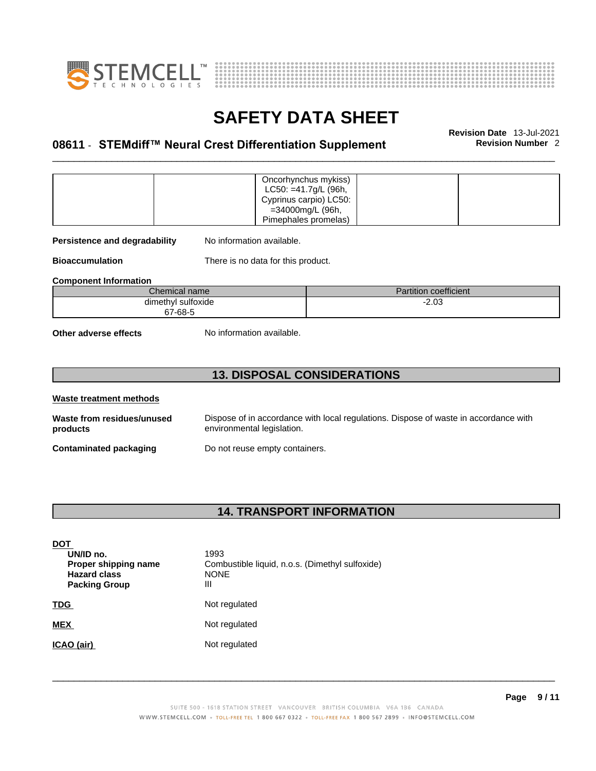| | | Oncorhynchus mykiss) LC50: =41.7g/L (96h, Cyprinus carpio) LC50: =34000mg/L (96h, Pimephales promelas) | | |
|---|---|---|---|---|

**Persistence and degradability** No information available.

**Bioaccumulation** There is no data for this product.

**Component Information**

| Chemical name | Partition coefficient |
|---|---|
| dimethyl sulfoxide 67-68-5 | -2.03 |

**Other adverse effects** No information available.

## 13. DISPOSAL CONSIDERATIONS

**Waste treatment methods**

**Waste from residues/unused products** Dispose of in accordance with local regulations. Dispose of waste in accordance with environmental legislation.

**Contaminated packaging** Do not reuse empty containers.

## 14. TRANSPORT INFORMATION

**DOT**

| | |
|---|---|
| **UN/ID no.** | 1993 |
| **Proper shipping name** | Combustible liquid, n.o.s. (Dimethyl sulfoxide) |
| **Hazard class** | NONE |
| **Packing Group** | III |

**TDG** Not regulated

**MEX** Not regulated

**ICAO (air)** Not regulated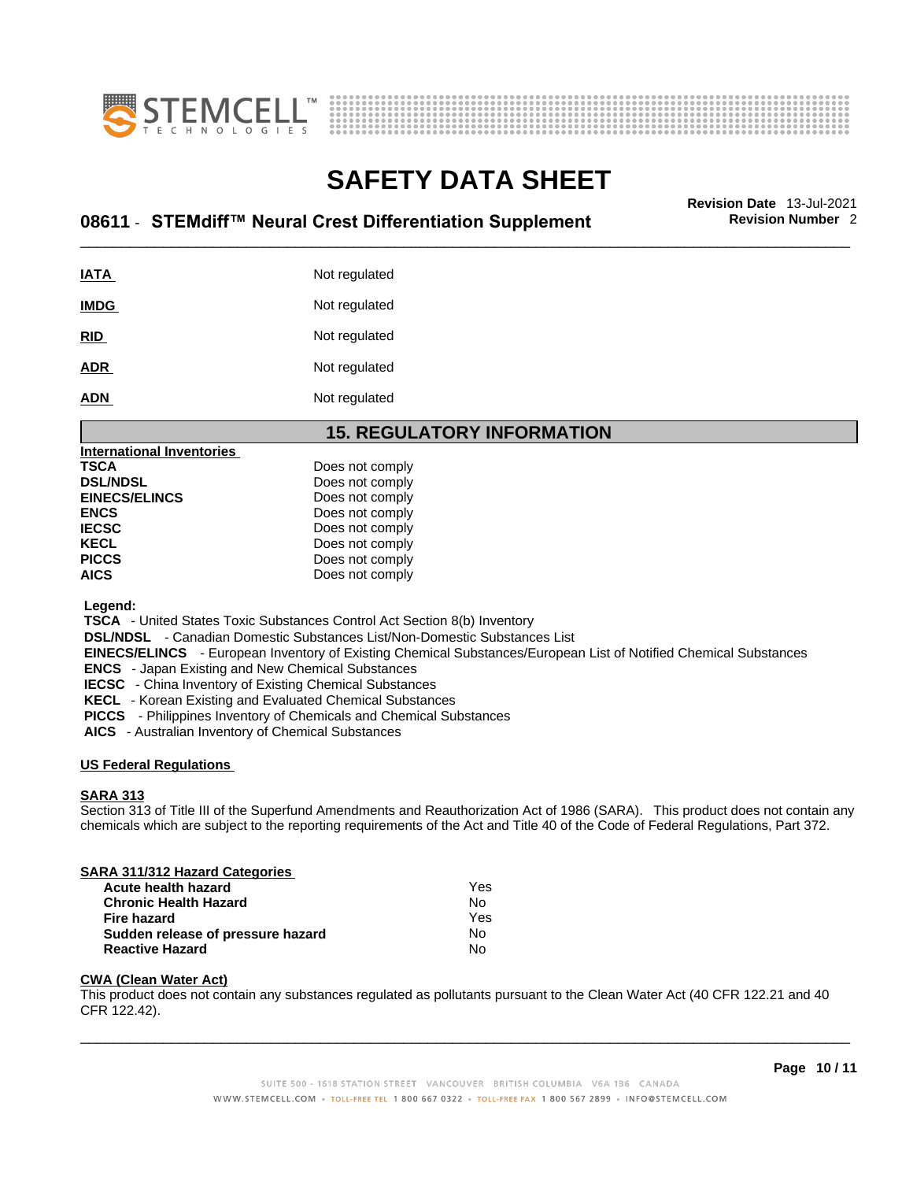| | |
|---|---|
| **IATA** | Not regulated |
| **IMDG** | Not regulated |
| **RID** | Not regulated |
| **ADR** | Not regulated |
| **ADN** | Not regulated |

## 15. REGULATORY INFORMATION

**International Inventories**

| | |
|---|---|
| **TSCA** | Does not comply |
| **DSL/NDSL** | Does not comply |
| **EINECS/ELINCS** | Does not comply |
| **ENCS** | Does not comply |
| **IECSC** | Does not comply |
| **KECL** | Does not comply |
| **PICCS** | Does not comply |
| **AICS** | Does not comply |

**Legend:**
**TSCA** - United States Toxic Substances Control Act Section 8(b) Inventory
**DSL/NDSL** - Canadian Domestic Substances List/Non-Domestic Substances List
**EINECS/ELINCS** - European Inventory of Existing Chemical Substances/European List of Notified Chemical Substances
**ENCS** - Japan Existing and New Chemical Substances
**IECSC** - China Inventory of Existing Chemical Substances
**KECL** - Korean Existing and Evaluated Chemical Substances
**PICCS** - Philippines Inventory of Chemicals and Chemical Substances
**AICS** - Australian Inventory of Chemical Substances

**US Federal Regulations**

**SARA 313**
Section 313 of Title III of the Superfund Amendments and Reauthorization Act of 1986 (SARA). This product does not contain any chemicals which are subject to the reporting requirements of the Act and Title 40 of the Code of Federal Regulations, Part 372.

**SARA 311/312 Hazard Categories**

| | |
|---|---|
| **Acute health hazard** | Yes |
| **Chronic Health Hazard** | No |
| **Fire hazard** | Yes |
| **Sudden release of pressure hazard** | No |
| **Reactive Hazard** | No |

**CWA (Clean Water Act)**
This product does not contain any substances regulated as pollutants pursuant to the Clean Water Act (40 CFR 122.21 and 40 CFR 122.42).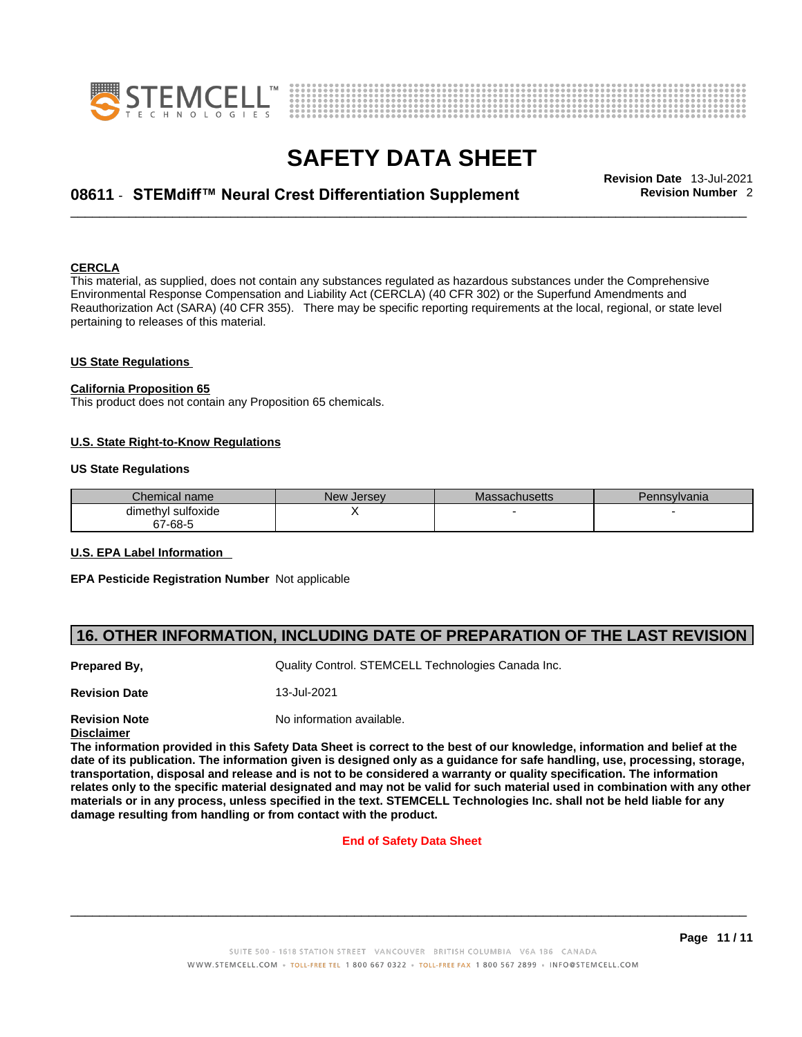**CERCLA**

This material, as supplied, does not contain any substances regulated as hazardous substances under the Comprehensive Environmental Response Compensation and Liability Act (CERCLA) (40 CFR 302) or the Superfund Amendments and Reauthorization Act (SARA) (40 CFR 355). There may be specific reporting requirements at the local, regional, or state level pertaining to releases of this material.

**US State Regulations**

**California Proposition 65**

This product does not contain any Proposition 65 chemicals.

**U.S. State Right-to-Know Regulations**

**US State Regulations**

| Chemical name | New Jersey | Massachusetts | Pennsylvania |
|---|---|---|---|
| dimethyl sulfoxide 67-68-5 | X | - | - |

**U.S. EPA Label Information**

**EPA Pesticide Registration Number** Not applicable

## 16. OTHER INFORMATION, INCLUDING DATE OF PREPARATION OF THE LAST REVISION

**Prepared By,** Quality Control. STEMCELL Technologies Canada Inc.

**Revision Date** 13-Jul-2021

**Revision Note** No information available.

**Disclaimer**

**The information provided in this Safety Data Sheet is correct to the best of our knowledge, information and belief at the date of its publication. The information given is designed only as a guidance for safe handling, use, processing, storage, transportation, disposal and release and is not to be considered a warranty or quality specification. The information relates only to the specific material designated and may not be valid for such material used in combination with any other materials or in any process, unless specified in the text. STEMCELL Technologies Inc. shall not be held liable for any damage resulting from handling or from contact with the product.**

**End of Safety Data Sheet**